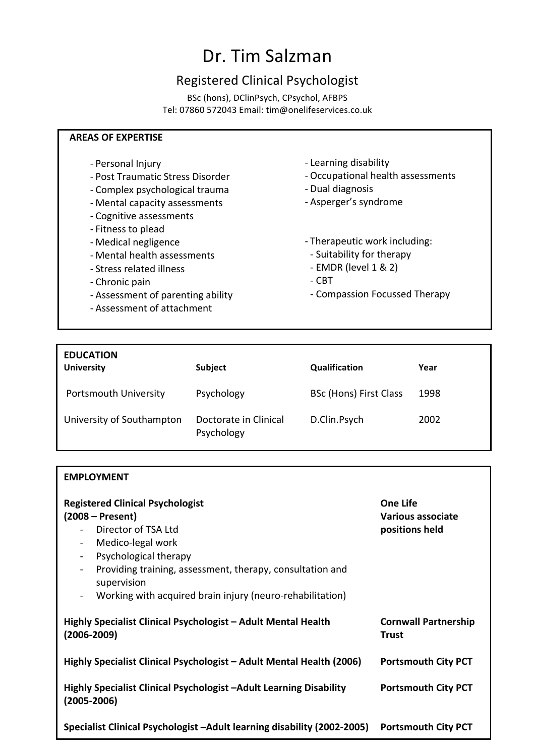# Dr. Tim Salzman

## Registered Clinical Psychologist

BSc (hons), DClinPsych, CPsychol, AFBPS

Tel: 07860 572043 Email: tim@onelifeservices.co.uk

### AREAS OF EXPERTISE

- Personal Injury
- Post Traumatic Stress Disorder
- Complex psychological trauma
- Mental capacity assessments
- Cognitive assessments
- Fitness to plead
- Medical negligence
- Mental health assessments
- Stress related illness
- Chronic pain
- Assessment of parenting ability
- Assessment of attachment
- Learning disability
- Occupational health assessments
- Dual diagnosis
- Asperger's syndrome
- Therapeutic work including:
  - Suitability for therapy
  - EMDR (level 1 & 2)
  - CBT
  - Compassion Focussed Therapy

### EDUCATION

| University | Subject | Qualification | Year |
|---|---|---|---|
| Portsmouth University | Psychology | BSc (Hons) First Class | 1998 |
| University of Southampton | Doctorate in Clinical Psychology | D.Clin.Psych | 2002 |

### EMPLOYMENT

**Registered Clinical Psychologist (2008 – Present)** — **One Life Various associate positions held**

- Director of TSA Ltd
- Medico-legal work
- Psychological therapy
- Providing training, assessment, therapy, consultation and supervision
- Working with acquired brain injury (neuro-rehabilitation)

**Highly Specialist Clinical Psychologist – Adult Mental Health (2006-2009)** — **Cornwall Partnership Trust**

**Highly Specialist Clinical Psychologist – Adult Mental Health (2006)** — **Portsmouth City PCT**

**Highly Specialist Clinical Psychologist –Adult Learning Disability (2005-2006)** — **Portsmouth City PCT**

**Specialist Clinical Psychologist –Adult learning disability (2002-2005)** — **Portsmouth City PCT**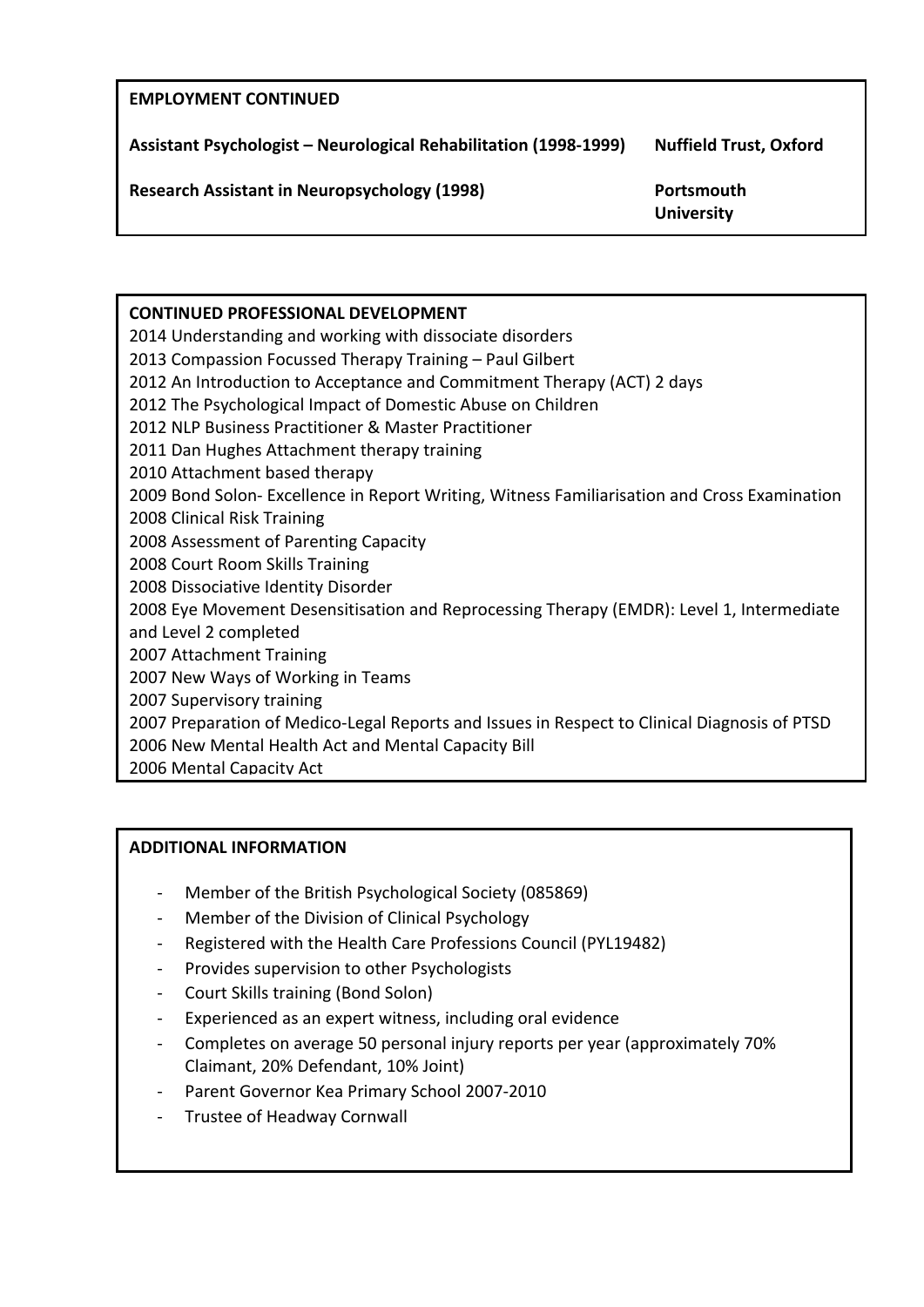## EMPLOYMENT CONTINUED

**Assistant Psychologist – Neurological Rehabilitation (1998-1999)** — **Nuffield Trust, Oxford**

**Research Assistant in Neuropsychology (1998)** — **Portsmouth University**

## CONTINUED PROFESSIONAL DEVELOPMENT

2014 Understanding and working with dissociate disorders
2013 Compassion Focussed Therapy Training – Paul Gilbert
2012 An Introduction to Acceptance and Commitment Therapy (ACT) 2 days
2012 The Psychological Impact of Domestic Abuse on Children
2012 NLP Business Practitioner & Master Practitioner
2011 Dan Hughes Attachment therapy training
2010 Attachment based therapy
2009 Bond Solon- Excellence in Report Writing, Witness Familiarisation and Cross Examination
2008 Clinical Risk Training
2008 Assessment of Parenting Capacity
2008 Court Room Skills Training
2008 Dissociative Identity Disorder
2008 Eye Movement Desensitisation and Reprocessing Therapy (EMDR): Level 1, Intermediate and Level 2 completed
2007 Attachment Training
2007 New Ways of Working in Teams
2007 Supervisory training
2007 Preparation of Medico-Legal Reports and Issues in Respect to Clinical Diagnosis of PTSD
2006 New Mental Health Act and Mental Capacity Bill
2006 Mental Capacity Act

## ADDITIONAL INFORMATION

- Member of the British Psychological Society (085869)
- Member of the Division of Clinical Psychology
- Registered with the Health Care Professions Council (PYL19482)
- Provides supervision to other Psychologists
- Court Skills training (Bond Solon)
- Experienced as an expert witness, including oral evidence
- Completes on average 50 personal injury reports per year (approximately 70% Claimant, 20% Defendant, 10% Joint)
- Parent Governor Kea Primary School 2007-2010
- Trustee of Headway Cornwall